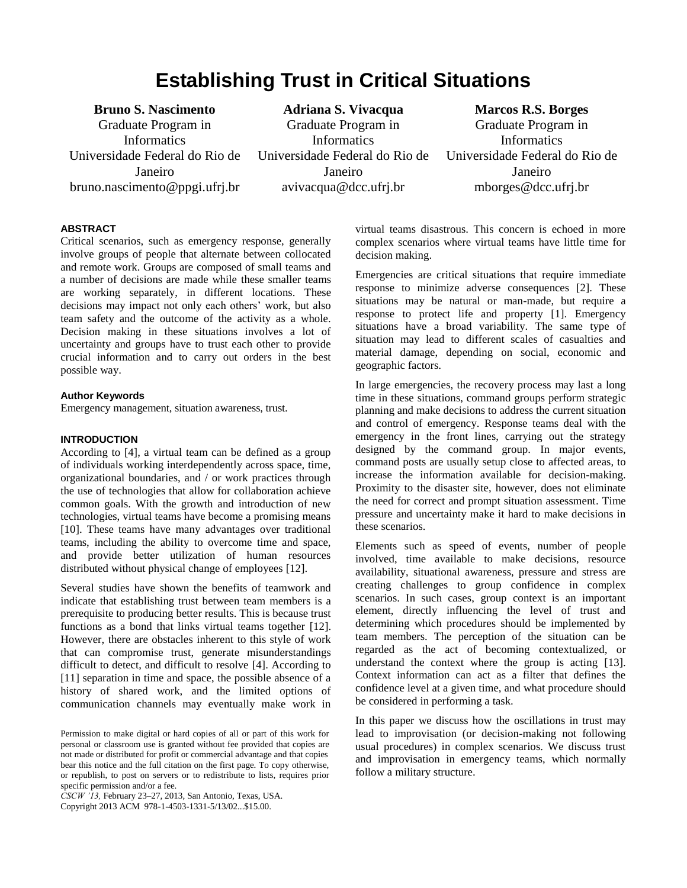# Establishing Trust in Critical Situations

**Bruno S. Nascimento**
Graduate Program in Informatics
Universidade Federal do Rio de Janeiro
bruno.nascimento@ppgi.ufrj.br

**Adriana S. Vivacqua**
Graduate Program in Informatics
Universidade Federal do Rio de Janeiro
avivacqua@dcc.ufrj.br

**Marcos R.S. Borges**
Graduate Program in Informatics
Universidade Federal do Rio de Janeiro
mborges@dcc.ufrj.br

## ABSTRACT

Critical scenarios, such as emergency response, generally involve groups of people that alternate between collocated and remote work. Groups are composed of small teams and a number of decisions are made while these smaller teams are working separately, in different locations. These decisions may impact not only each others' work, but also team safety and the outcome of the activity as a whole. Decision making in these situations involves a lot of uncertainty and groups have to trust each other to provide crucial information and to carry out orders in the best possible way.

### Author Keywords

Emergency management, situation awareness, trust.

## INTRODUCTION

According to [4], a virtual team can be defined as a group of individuals working interdependently across space, time, organizational boundaries, and / or work practices through the use of technologies that allow for collaboration achieve common goals. With the growth and introduction of new technologies, virtual teams have become a promising means [10]. These teams have many advantages over traditional teams, including the ability to overcome time and space, and provide better utilization of human resources distributed without physical change of employees [12].

Several studies have shown the benefits of teamwork and indicate that establishing trust between team members is a prerequisite to producing better results. This is because trust functions as a bond that links virtual teams together [12]. However, there are obstacles inherent to this style of work that can compromise trust, generate misunderstandings difficult to detect, and difficult to resolve [4]. According to [11] separation in time and space, the possible absence of a history of shared work, and the limited options of communication channels may eventually make work in virtual teams disastrous. This concern is echoed in more complex scenarios where virtual teams have little time for decision making.

Emergencies are critical situations that require immediate response to minimize adverse consequences [2]. These situations may be natural or man-made, but require a response to protect life and property [1]. Emergency situations have a broad variability. The same type of situation may lead to different scales of casualties and material damage, depending on social, economic and geographic factors.

In large emergencies, the recovery process may last a long time in these situations, command groups perform strategic planning and make decisions to address the current situation and control of emergency. Response teams deal with the emergency in the front lines, carrying out the strategy designed by the command group. In major events, command posts are usually setup close to affected areas, to increase the information available for decision-making. Proximity to the disaster site, however, does not eliminate the need for correct and prompt situation assessment. Time pressure and uncertainty make it hard to make decisions in these scenarios.

Elements such as speed of events, number of people involved, time available to make decisions, resource availability, situational awareness, pressure and stress are creating challenges to group confidence in complex scenarios. In such cases, group context is an important element, directly influencing the level of trust and determining which procedures should be implemented by team members. The perception of the situation can be regarded as the act of becoming contextualized, or understand the context where the group is acting [13]. Context information can act as a filter that defines the confidence level at a given time, and what procedure should be considered in performing a task.

In this paper we discuss how the oscillations in trust may lead to improvisation (or decision-making not following usual procedures) in complex scenarios. We discuss trust and improvisation in emergency teams, which normally follow a military structure.

Permission to make digital or hard copies of all or part of this work for personal or classroom use is granted without fee provided that copies are not made or distributed for profit or commercial advantage and that copies bear this notice and the full citation on the first page. To copy otherwise, or republish, to post on servers or to redistribute to lists, requires prior specific permission and/or a fee.
*CSCW '13,* February 23–27, 2013, San Antonio, Texas, USA.
Copyright 2013 ACM 978-1-4503-1331-5/13/02...$15.00.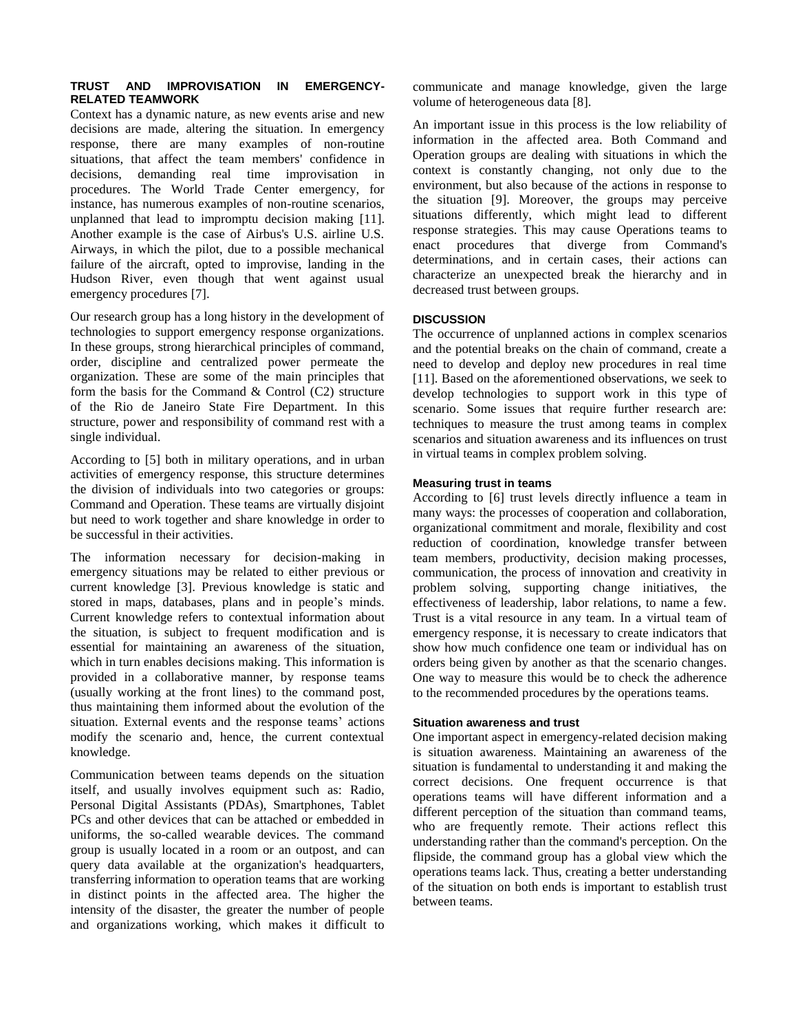## TRUST AND IMPROVISATION IN EMERGENCY-RELATED TEAMWORK

Context has a dynamic nature, as new events arise and new decisions are made, altering the situation. In emergency response, there are many examples of non-routine situations, that affect the team members' confidence in decisions, demanding real time improvisation in procedures. The World Trade Center emergency, for instance, has numerous examples of non-routine scenarios, unplanned that lead to impromptu decision making [11]. Another example is the case of Airbus's U.S. airline U.S. Airways, in which the pilot, due to a possible mechanical failure of the aircraft, opted to improvise, landing in the Hudson River, even though that went against usual emergency procedures [7].

Our research group has a long history in the development of technologies to support emergency response organizations. In these groups, strong hierarchical principles of command, order, discipline and centralized power permeate the organization. These are some of the main principles that form the basis for the Command & Control (C2) structure of the Rio de Janeiro State Fire Department. In this structure, power and responsibility of command rest with a single individual.

According to [5] both in military operations, and in urban activities of emergency response, this structure determines the division of individuals into two categories or groups: Command and Operation. These teams are virtually disjoint but need to work together and share knowledge in order to be successful in their activities.

The information necessary for decision-making in emergency situations may be related to either previous or current knowledge [3]. Previous knowledge is static and stored in maps, databases, plans and in people's minds. Current knowledge refers to contextual information about the situation, is subject to frequent modification and is essential for maintaining an awareness of the situation, which in turn enables decisions making. This information is provided in a collaborative manner, by response teams (usually working at the front lines) to the command post, thus maintaining them informed about the evolution of the situation. External events and the response teams' actions modify the scenario and, hence, the current contextual knowledge.

Communication between teams depends on the situation itself, and usually involves equipment such as: Radio, Personal Digital Assistants (PDAs), Smartphones, Tablet PCs and other devices that can be attached or embedded in uniforms, the so-called wearable devices. The command group is usually located in a room or an outpost, and can query data available at the organization's headquarters, transferring information to operation teams that are working in distinct points in the affected area. The higher the intensity of the disaster, the greater the number of people and organizations working, which makes it difficult to communicate and manage knowledge, given the large volume of heterogeneous data [8].

An important issue in this process is the low reliability of information in the affected area. Both Command and Operation groups are dealing with situations in which the context is constantly changing, not only due to the environment, but also because of the actions in response to the situation [9]. Moreover, the groups may perceive situations differently, which might lead to different response strategies. This may cause Operations teams to enact procedures that diverge from Command's determinations, and in certain cases, their actions can characterize an unexpected break the hierarchy and in decreased trust between groups.

## DISCUSSION

The occurrence of unplanned actions in complex scenarios and the potential breaks on the chain of command, create a need to develop and deploy new procedures in real time [11]. Based on the aforementioned observations, we seek to develop technologies to support work in this type of scenario. Some issues that require further research are: techniques to measure the trust among teams in complex scenarios and situation awareness and its influences on trust in virtual teams in complex problem solving.

### Measuring trust in teams

According to [6] trust levels directly influence a team in many ways: the processes of cooperation and collaboration, organizational commitment and morale, flexibility and cost reduction of coordination, knowledge transfer between team members, productivity, decision making processes, communication, the process of innovation and creativity in problem solving, supporting change initiatives, the effectiveness of leadership, labor relations, to name a few. Trust is a vital resource in any team. In a virtual team of emergency response, it is necessary to create indicators that show how much confidence one team or individual has on orders being given by another as that the scenario changes. One way to measure this would be to check the adherence to the recommended procedures by the operations teams.

### Situation awareness and trust

One important aspect in emergency-related decision making is situation awareness. Maintaining an awareness of the situation is fundamental to understanding it and making the correct decisions. One frequent occurrence is that operations teams will have different information and a different perception of the situation than command teams, who are frequently remote. Their actions reflect this understanding rather than the command's perception. On the flipside, the command group has a global view which the operations teams lack. Thus, creating a better understanding of the situation on both ends is important to establish trust between teams.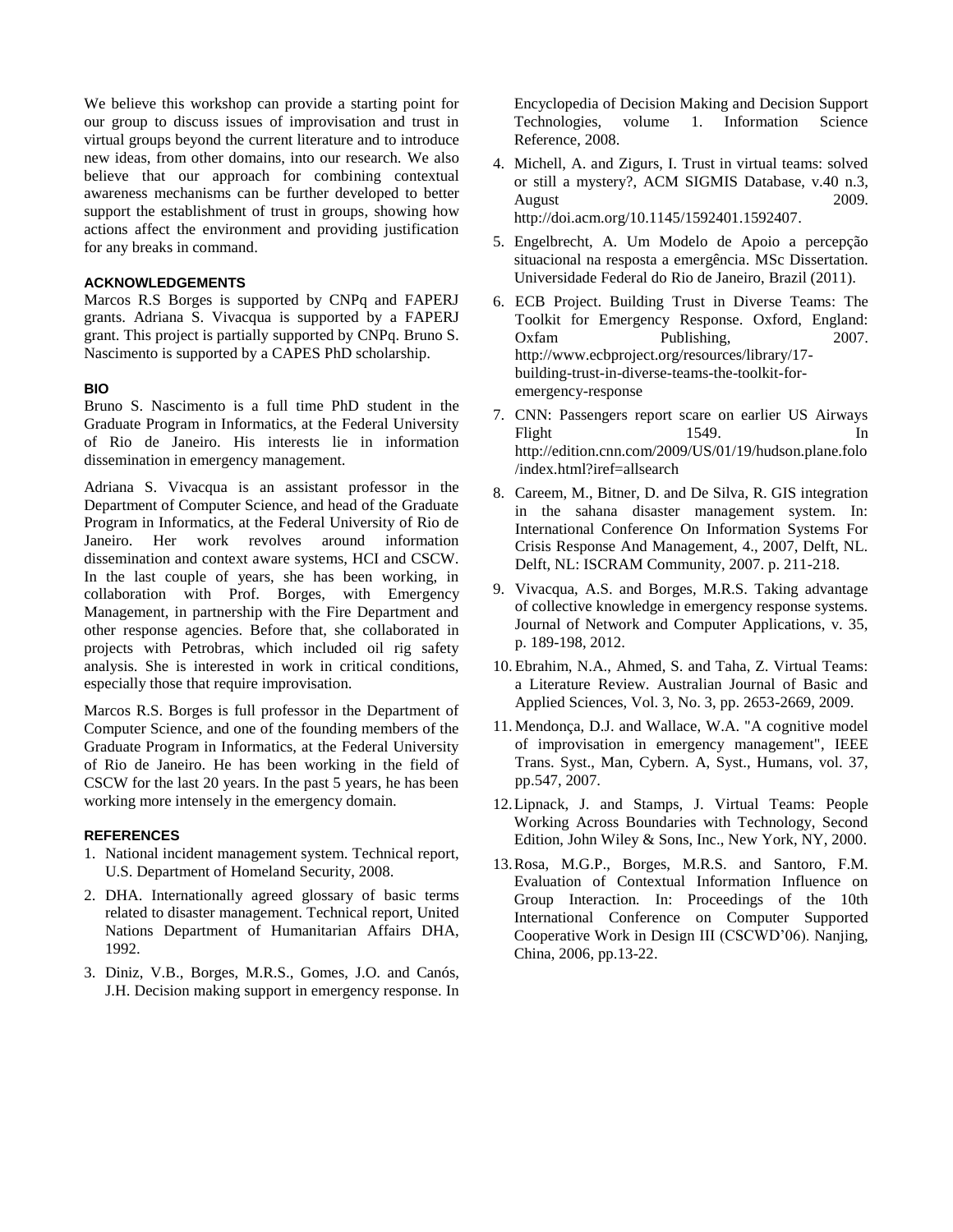We believe this workshop can provide a starting point for our group to discuss issues of improvisation and trust in virtual groups beyond the current literature and to introduce new ideas, from other domains, into our research. We also believe that our approach for combining contextual awareness mechanisms can be further developed to better support the establishment of trust in groups, showing how actions affect the environment and providing justification for any breaks in command.

## ACKNOWLEDGEMENTS

Marcos R.S Borges is supported by CNPq and FAPERJ grants. Adriana S. Vivacqua is supported by a FAPERJ grant. This project is partially supported by CNPq. Bruno S. Nascimento is supported by a CAPES PhD scholarship.

## BIO

Bruno S. Nascimento is a full time PhD student in the Graduate Program in Informatics, at the Federal University of Rio de Janeiro. His interests lie in information dissemination in emergency management.

Adriana S. Vivacqua is an assistant professor in the Department of Computer Science, and head of the Graduate Program in Informatics, at the Federal University of Rio de Janeiro. Her work revolves around information dissemination and context aware systems, HCI and CSCW. In the last couple of years, she has been working, in collaboration with Prof. Borges, with Emergency Management, in partnership with the Fire Department and other response agencies. Before that, she collaborated in projects with Petrobras, which included oil rig safety analysis. She is interested in work in critical conditions, especially those that require improvisation.

Marcos R.S. Borges is full professor in the Department of Computer Science, and one of the founding members of the Graduate Program in Informatics, at the Federal University of Rio de Janeiro. He has been working in the field of CSCW for the last 20 years. In the past 5 years, he has been working more intensely in the emergency domain.

## REFERENCES

1. National incident management system. Technical report, U.S. Department of Homeland Security, 2008.
2. DHA. Internationally agreed glossary of basic terms related to disaster management. Technical report, United Nations Department of Humanitarian Affairs DHA, 1992.
3. Diniz, V.B., Borges, M.R.S., Gomes, J.O. and Canós, J.H. Decision making support in emergency response. In Encyclopedia of Decision Making and Decision Support Technologies, volume 1. Information Science Reference, 2008.
4. Michell, A. and Zigurs, I. Trust in virtual teams: solved or still a mystery?, ACM SIGMIS Database, v.40 n.3, August 2009. http://doi.acm.org/10.1145/1592401.1592407.
5. Engelbrecht, A. Um Modelo de Apoio a percepção situacional na resposta a emergência. MSc Dissertation. Universidade Federal do Rio de Janeiro, Brazil (2011).
6. ECB Project. Building Trust in Diverse Teams: The Toolkit for Emergency Response. Oxford, England: Oxfam Publishing, 2007. http://www.ecbproject.org/resources/library/17-building-trust-in-diverse-teams-the-toolkit-for-emergency-response
7. CNN: Passengers report scare on earlier US Airways Flight 1549. In http://edition.cnn.com/2009/US/01/19/hudson.plane.folo/index.html?iref=allsearch
8. Careem, M., Bitner, D. and De Silva, R. GIS integration in the sahana disaster management system. In: International Conference On Information Systems For Crisis Response And Management, 4., 2007, Delft, NL. Delft, NL: ISCRAM Community, 2007. p. 211-218.
9. Vivacqua, A.S. and Borges, M.R.S. Taking advantage of collective knowledge in emergency response systems. Journal of Network and Computer Applications, v. 35, p. 189-198, 2012.
10. Ebrahim, N.A., Ahmed, S. and Taha, Z. Virtual Teams: a Literature Review. Australian Journal of Basic and Applied Sciences, Vol. 3, No. 3, pp. 2653-2669, 2009.
11. Mendonça, D.J. and Wallace, W.A. "A cognitive model of improvisation in emergency management", IEEE Trans. Syst., Man, Cybern. A, Syst., Humans, vol. 37, pp.547, 2007.
12. Lipnack, J. and Stamps, J. Virtual Teams: People Working Across Boundaries with Technology, Second Edition, John Wiley & Sons, Inc., New York, NY, 2000.
13. Rosa, M.G.P., Borges, M.R.S. and Santoro, F.M. Evaluation of Contextual Information Influence on Group Interaction. In: Proceedings of the 10th International Conference on Computer Supported Cooperative Work in Design III (CSCWD'06). Nanjing, China, 2006, pp.13-22.